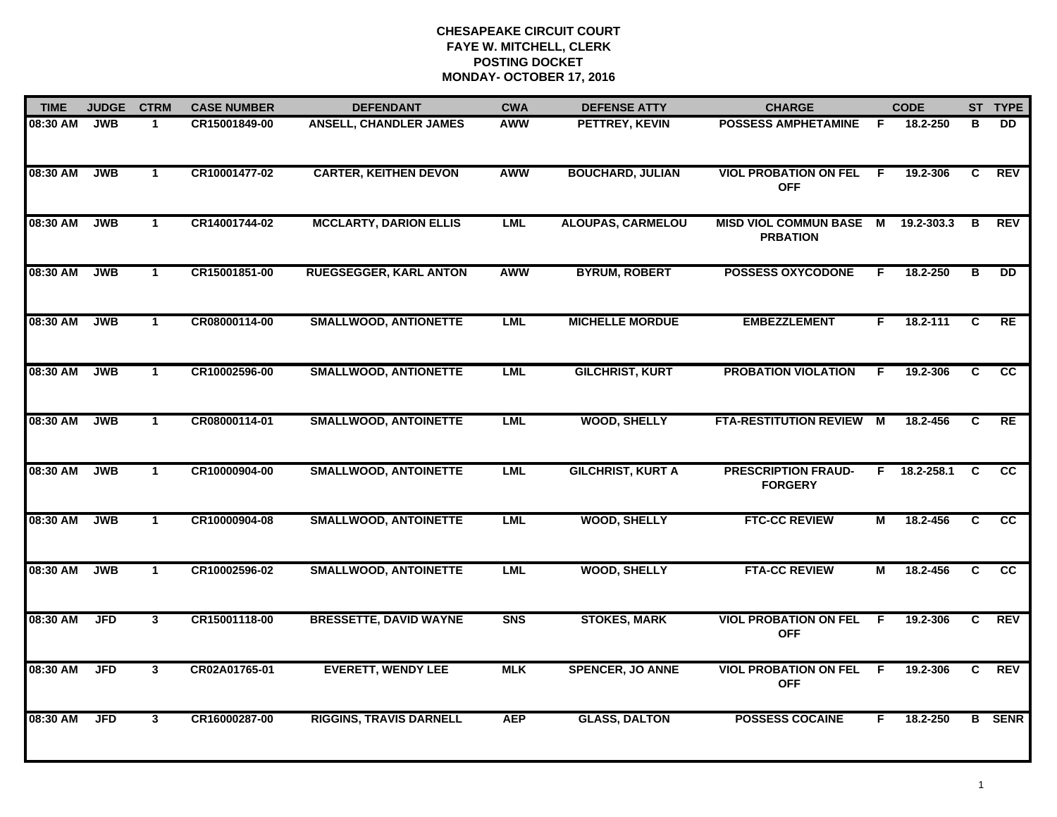**CHESAPEAKE CIRCUIT COURT**
**FAYE W. MITCHELL, CLERK**
**POSTING DOCKET**
**MONDAY- OCTOBER 17, 2016**

| TIME | JUDGE | CTRM | CASE NUMBER | DEFENDANT | CWA | DEFENSE ATTY | CHARGE | | CODE | ST | TYPE |
|---|---|---|---|---|---|---|---|---|---|---|---|
| 08:30 AM | JWB | 1 | CR15001849-00 | ANSELL, CHANDLER JAMES | AWW | PETTREY, KEVIN | POSSESS AMPHETAMINE | F | 18.2-250 | B | DD |
| 08:30 AM | JWB | 1 | CR10001477-02 | CARTER, KEITHEN DEVON | AWW | BOUCHARD, JULIAN | VIOL PROBATION ON FEL OFF | F | 19.2-306 | C | REV |
| 08:30 AM | JWB | 1 | CR14001744-02 | MCCLARTY, DARION ELLIS | LML | ALOUPAS, CARMELOU | MISD VIOL COMMUN BASE PRBATION | M | 19.2-303.3 | B | REV |
| 08:30 AM | JWB | 1 | CR15001851-00 | RUEGSEGGER, KARL ANTON | AWW | BYRUM, ROBERT | POSSESS OXYCODONE | F | 18.2-250 | B | DD |
| 08:30 AM | JWB | 1 | CR08000114-00 | SMALLWOOD, ANTIONETTE | LML | MICHELLE MORDUE | EMBEZZLEMENT | F | 18.2-111 | C | RE |
| 08:30 AM | JWB | 1 | CR10002596-00 | SMALLWOOD, ANTIONETTE | LML | GILCHRIST, KURT | PROBATION VIOLATION | F | 19.2-306 | C | CC |
| 08:30 AM | JWB | 1 | CR08000114-01 | SMALLWOOD, ANTOINETTE | LML | WOOD, SHELLY | FTA-RESTITUTION REVIEW | M | 18.2-456 | C | RE |
| 08:30 AM | JWB | 1 | CR10000904-00 | SMALLWOOD, ANTOINETTE | LML | GILCHRIST, KURT A | PRESCRIPTION FRAUD-FORGERY | F | 18.2-258.1 | C | CC |
| 08:30 AM | JWB | 1 | CR10000904-08 | SMALLWOOD, ANTOINETTE | LML | WOOD, SHELLY | FTC-CC REVIEW | M | 18.2-456 | C | CC |
| 08:30 AM | JWB | 1 | CR10002596-02 | SMALLWOOD, ANTOINETTE | LML | WOOD, SHELLY | FTA-CC REVIEW | M | 18.2-456 | C | CC |
| 08:30 AM | JFD | 3 | CR15001118-00 | BRESSETTE, DAVID WAYNE | SNS | STOKES, MARK | VIOL PROBATION ON FEL OFF | F | 19.2-306 | C | REV |
| 08:30 AM | JFD | 3 | CR02A01765-01 | EVERETT, WENDY LEE | MLK | SPENCER, JO ANNE | VIOL PROBATION ON FEL OFF | F | 19.2-306 | C | REV |
| 08:30 AM | JFD | 3 | CR16000287-00 | RIGGINS, TRAVIS DARNELL | AEP | GLASS, DALTON | POSSESS COCAINE | F | 18.2-250 | B | SENR |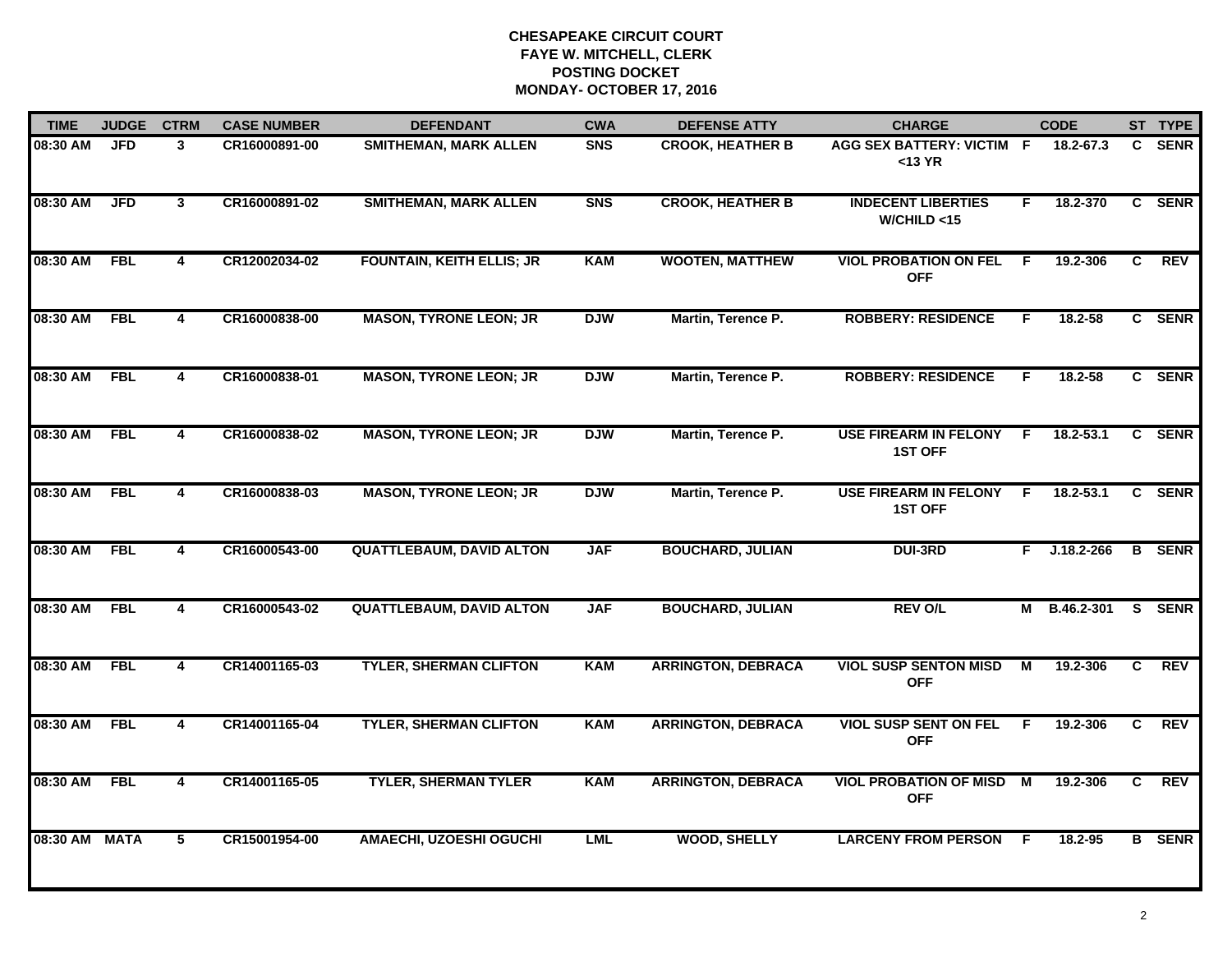# CHESAPEAKE CIRCUIT COURT
## FAYE W. MITCHELL, CLERK
## POSTING DOCKET
## MONDAY- OCTOBER 17, 2016

| TIME | JUDGE | CTRM | CASE NUMBER | DEFENDANT | CWA | DEFENSE ATTY | CHARGE | | CODE | ST | TYPE |
|---|---|---|---|---|---|---|---|---|---|---|---|
| 08:30 AM | JFD | 3 | CR16000891-00 | SMITHEMAN, MARK ALLEN | SNS | CROOK, HEATHER B | AGG SEX BATTERY: VICTIM <13 YR | F | 18.2-67.3 | C | SENR |
| 08:30 AM | JFD | 3 | CR16000891-02 | SMITHEMAN, MARK ALLEN | SNS | CROOK, HEATHER B | INDECENT LIBERTIES W/CHILD <15 | F | 18.2-370 | C | SENR |
| 08:30 AM | FBL | 4 | CR12002034-02 | FOUNTAIN, KEITH ELLIS; JR | KAM | WOOTEN, MATTHEW | VIOL PROBATION ON FEL OFF | F | 19.2-306 | C | REV |
| 08:30 AM | FBL | 4 | CR16000838-00 | MASON, TYRONE LEON; JR | DJW | Martin, Terence P. | ROBBERY: RESIDENCE | F | 18.2-58 | C | SENR |
| 08:30 AM | FBL | 4 | CR16000838-01 | MASON, TYRONE LEON; JR | DJW | Martin, Terence P. | ROBBERY: RESIDENCE | F | 18.2-58 | C | SENR |
| 08:30 AM | FBL | 4 | CR16000838-02 | MASON, TYRONE LEON; JR | DJW | Martin, Terence P. | USE FIREARM IN FELONY 1ST OFF | F | 18.2-53.1 | C | SENR |
| 08:30 AM | FBL | 4 | CR16000838-03 | MASON, TYRONE LEON; JR | DJW | Martin, Terence P. | USE FIREARM IN FELONY 1ST OFF | F | 18.2-53.1 | C | SENR |
| 08:30 AM | FBL | 4 | CR16000543-00 | QUATTLEBAUM, DAVID ALTON | JAF | BOUCHARD, JULIAN | DUI-3RD | F | J.18.2-266 | B | SENR |
| 08:30 AM | FBL | 4 | CR16000543-02 | QUATTLEBAUM, DAVID ALTON | JAF | BOUCHARD, JULIAN | REV O/L | M | B.46.2-301 | S | SENR |
| 08:30 AM | FBL | 4 | CR14001165-03 | TYLER, SHERMAN CLIFTON | KAM | ARRINGTON, DEBRACA | VIOL SUSP SENTON MISD OFF | M | 19.2-306 | C | REV |
| 08:30 AM | FBL | 4 | CR14001165-04 | TYLER, SHERMAN CLIFTON | KAM | ARRINGTON, DEBRACA | VIOL SUSP SENT ON FEL OFF | F | 19.2-306 | C | REV |
| 08:30 AM | FBL | 4 | CR14001165-05 | TYLER, SHERMAN TYLER | KAM | ARRINGTON, DEBRACA | VIOL PROBATION OF MISD OFF | M | 19.2-306 | C | REV |
| 08:30 AM | MATA | 5 | CR15001954-00 | AMAECHI, UZOESHI OGUCHI | LML | WOOD, SHELLY | LARCENY FROM PERSON | F | 18.2-95 | B | SENR |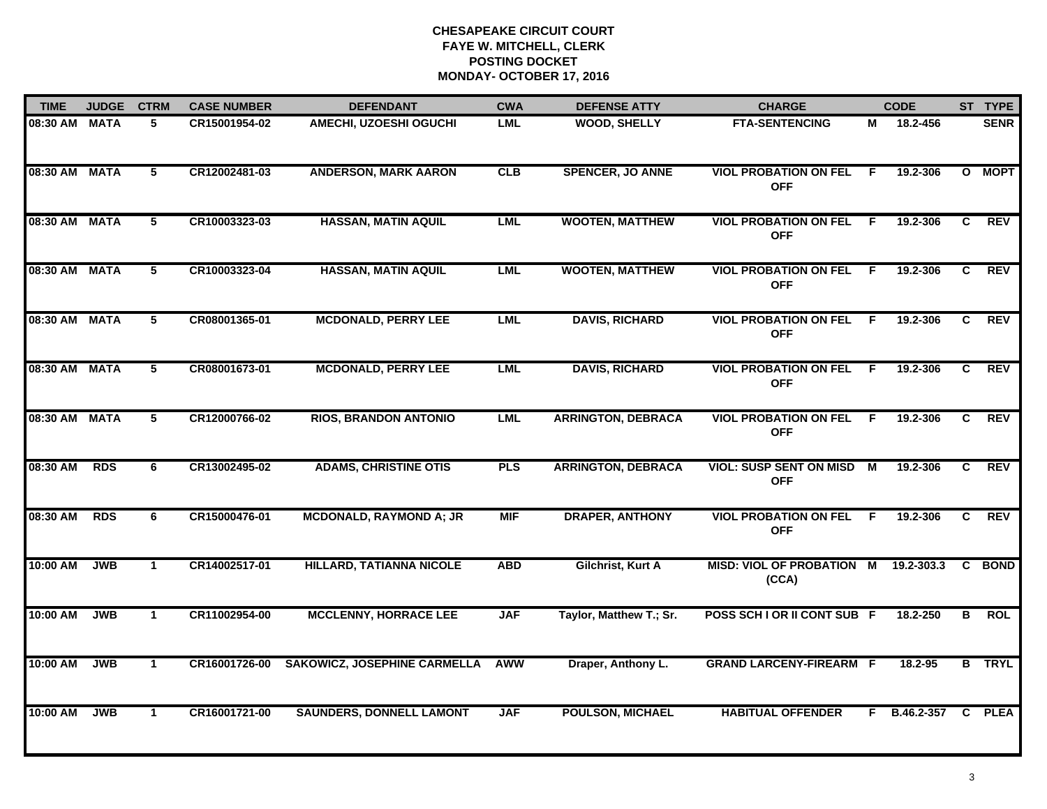# CHESAPEAKE CIRCUIT COURT
## FAYE W. MITCHELL, CLERK
## POSTING DOCKET
## MONDAY- OCTOBER 17, 2016

| TIME | JUDGE | CTRM | CASE NUMBER | DEFENDANT | CWA | DEFENSE ATTY | CHARGE | | CODE | ST | TYPE |
|---|---|---|---|---|---|---|---|---|---|---|---|
| 08:30 AM | MATA | 5 | CR15001954-02 | AMECHI, UZOESHI OGUCHI | LML | WOOD, SHELLY | FTA-SENTENCING | M | 18.2-456 | | SENR |
| 08:30 AM | MATA | 5 | CR12002481-03 | ANDERSON, MARK AARON | CLB | SPENCER, JO ANNE | VIOL PROBATION ON FEL OFF | F | 19.2-306 | O | MOPT |
| 08:30 AM | MATA | 5 | CR10003323-03 | HASSAN, MATIN AQUIL | LML | WOOTEN, MATTHEW | VIOL PROBATION ON FEL OFF | F | 19.2-306 | C | REV |
| 08:30 AM | MATA | 5 | CR10003323-04 | HASSAN, MATIN AQUIL | LML | WOOTEN, MATTHEW | VIOL PROBATION ON FEL OFF | F | 19.2-306 | C | REV |
| 08:30 AM | MATA | 5 | CR08001365-01 | MCDONALD, PERRY LEE | LML | DAVIS, RICHARD | VIOL PROBATION ON FEL OFF | F | 19.2-306 | C | REV |
| 08:30 AM | MATA | 5 | CR08001673-01 | MCDONALD, PERRY LEE | LML | DAVIS, RICHARD | VIOL PROBATION ON FEL OFF | F | 19.2-306 | C | REV |
| 08:30 AM | MATA | 5 | CR12000766-02 | RIOS, BRANDON ANTONIO | LML | ARRINGTON, DEBRACA | VIOL PROBATION ON FEL OFF | F | 19.2-306 | C | REV |
| 08:30 AM | RDS | 6 | CR13002495-02 | ADAMS, CHRISTINE OTIS | PLS | ARRINGTON, DEBRACA | VIOL: SUSP SENT ON MISD OFF | M | 19.2-306 | C | REV |
| 08:30 AM | RDS | 6 | CR15000476-01 | MCDONALD, RAYMOND A; JR | MIF | DRAPER, ANTHONY | VIOL PROBATION ON FEL OFF | F | 19.2-306 | C | REV |
| 10:00 AM | JWB | 1 | CR14002517-01 | HILLARD, TATIANNA NICOLE | ABD | Gilchrist, Kurt A | MISD: VIOL OF PROBATION (CCA) | M | 19.2-303.3 | C | BOND |
| 10:00 AM | JWB | 1 | CR11002954-00 | MCCLENNY, HORRACE LEE | JAF | Taylor, Matthew T.; Sr. | POSS SCH I OR II CONT SUB | F | 18.2-250 | B | ROL |
| 10:00 AM | JWB | 1 | CR16001726-00 | SAKOWICZ, JOSEPHINE CARMELLA | AWW | Draper, Anthony L. | GRAND LARCENY-FIREARM | F | 18.2-95 | B | TRYL |
| 10:00 AM | JWB | 1 | CR16001721-00 | SAUNDERS, DONNELL LAMONT | JAF | POULSON, MICHAEL | HABITUAL OFFENDER | F | B.46.2-357 | C | PLEA |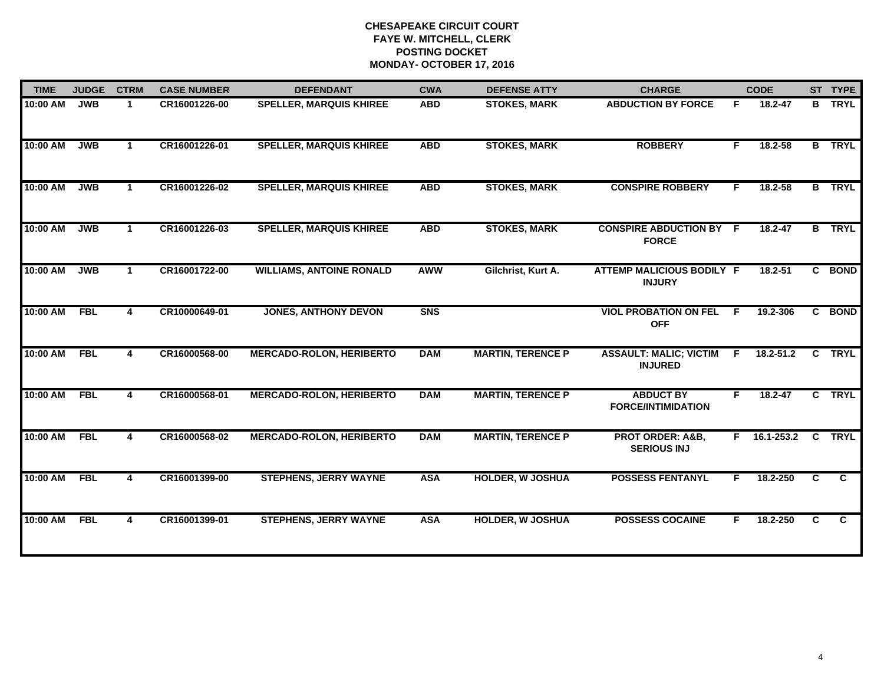# CHESAPEAKE CIRCUIT COURT
## FAYE W. MITCHELL, CLERK
## POSTING DOCKET
## MONDAY- OCTOBER 17, 2016

| TIME | JUDGE | CTRM | CASE NUMBER | DEFENDANT | CWA | DEFENSE ATTY | CHARGE | | CODE | ST | TYPE |
|---|---|---|---|---|---|---|---|---|---|---|---|
| 10:00 AM | JWB | 1 | CR16001226-00 | SPELLER, MARQUIS KHIREE | ABD | STOKES, MARK | ABDUCTION BY FORCE | F | 18.2-47 | B | TRYL |
| 10:00 AM | JWB | 1 | CR16001226-01 | SPELLER, MARQUIS KHIREE | ABD | STOKES, MARK | ROBBERY | F | 18.2-58 | B | TRYL |
| 10:00 AM | JWB | 1 | CR16001226-02 | SPELLER, MARQUIS KHIREE | ABD | STOKES, MARK | CONSPIRE ROBBERY | F | 18.2-58 | B | TRYL |
| 10:00 AM | JWB | 1 | CR16001226-03 | SPELLER, MARQUIS KHIREE | ABD | STOKES, MARK | CONSPIRE ABDUCTION BY FORCE | F | 18.2-47 | B | TRYL |
| 10:00 AM | JWB | 1 | CR16001722-00 | WILLIAMS, ANTOINE RONALD | AWW | Gilchrist, Kurt A. | ATTEMP MALICIOUS BODILY INJURY | F | 18.2-51 | C | BOND |
| 10:00 AM | FBL | 4 | CR10000649-01 | JONES, ANTHONY DEVON | SNS | | VIOL PROBATION ON FEL OFF | F | 19.2-306 | C | BOND |
| 10:00 AM | FBL | 4 | CR16000568-00 | MERCADO-ROLON, HERIBERTO | DAM | MARTIN, TERENCE P | ASSAULT: MALIC; VICTIM INJURED | F | 18.2-51.2 | C | TRYL |
| 10:00 AM | FBL | 4 | CR16000568-01 | MERCADO-ROLON, HERIBERTO | DAM | MARTIN, TERENCE P | ABDUCT BY FORCE/INTIMIDATION | F | 18.2-47 | C | TRYL |
| 10:00 AM | FBL | 4 | CR16000568-02 | MERCADO-ROLON, HERIBERTO | DAM | MARTIN, TERENCE P | PROT ORDER: A&B, SERIOUS INJ | F | 16.1-253.2 | C | TRYL |
| 10:00 AM | FBL | 4 | CR16001399-00 | STEPHENS, JERRY WAYNE | ASA | HOLDER, W JOSHUA | POSSESS FENTANYL | F | 18.2-250 | C | C |
| 10:00 AM | FBL | 4 | CR16001399-01 | STEPHENS, JERRY WAYNE | ASA | HOLDER, W JOSHUA | POSSESS COCAINE | F | 18.2-250 | C | C |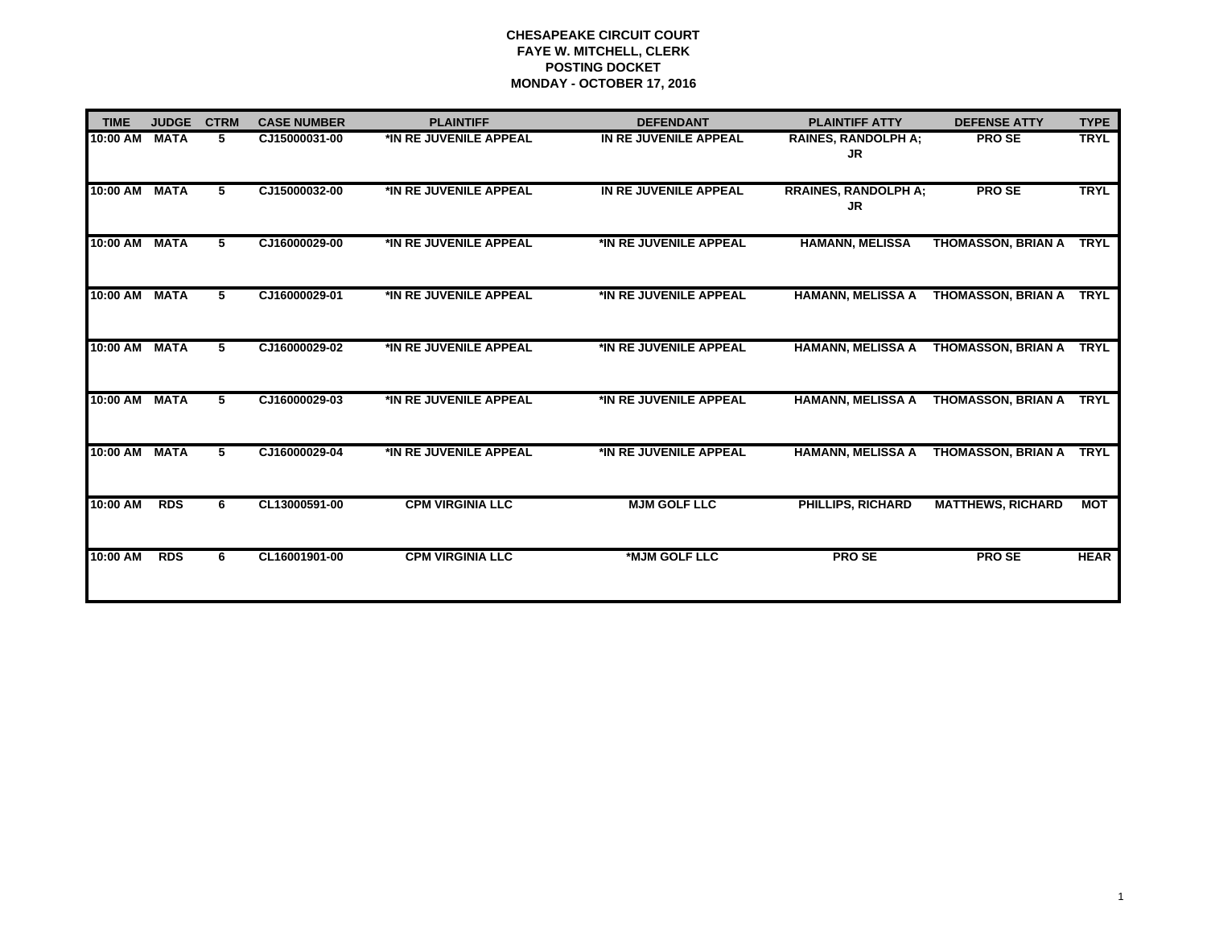**CHESAPEAKE CIRCUIT COURT**
**FAYE W. MITCHELL, CLERK**
**POSTING DOCKET**
**MONDAY - OCTOBER 17, 2016**

| TIME | JUDGE | CTRM | CASE NUMBER | PLAINTIFF | DEFENDANT | PLAINTIFF ATTY | DEFENSE ATTY | TYPE |
|---|---|---|---|---|---|---|---|---|
| 10:00 AM | MATA | 5 | CJ15000031-00 | *IN RE JUVENILE APPEAL | IN RE JUVENILE APPEAL | RAINES, RANDOLPH A; JR | PRO SE | TRYL |
| 10:00 AM | MATA | 5 | CJ15000032-00 | *IN RE JUVENILE APPEAL | IN RE JUVENILE APPEAL | RRAINES, RANDOLPH A; JR | PRO SE | TRYL |
| 10:00 AM | MATA | 5 | CJ16000029-00 | *IN RE JUVENILE APPEAL | *IN RE JUVENILE APPEAL | HAMANN, MELISSA | THOMASSON, BRIAN A | TRYL |
| 10:00 AM | MATA | 5 | CJ16000029-01 | *IN RE JUVENILE APPEAL | *IN RE JUVENILE APPEAL | HAMANN, MELISSA A | THOMASSON, BRIAN A | TRYL |
| 10:00 AM | MATA | 5 | CJ16000029-02 | *IN RE JUVENILE APPEAL | *IN RE JUVENILE APPEAL | HAMANN, MELISSA A | THOMASSON, BRIAN A | TRYL |
| 10:00 AM | MATA | 5 | CJ16000029-03 | *IN RE JUVENILE APPEAL | *IN RE JUVENILE APPEAL | HAMANN, MELISSA A | THOMASSON, BRIAN A | TRYL |
| 10:00 AM | MATA | 5 | CJ16000029-04 | *IN RE JUVENILE APPEAL | *IN RE JUVENILE APPEAL | HAMANN, MELISSA A | THOMASSON, BRIAN A | TRYL |
| 10:00 AM | RDS | 6 | CL13000591-00 | CPM VIRGINIA LLC | MJM GOLF LLC | PHILLIPS, RICHARD | MATTHEWS, RICHARD | MOT |
| 10:00 AM | RDS | 6 | CL16001901-00 | CPM VIRGINIA LLC | *MJM GOLF LLC | PRO SE | PRO SE | HEAR |